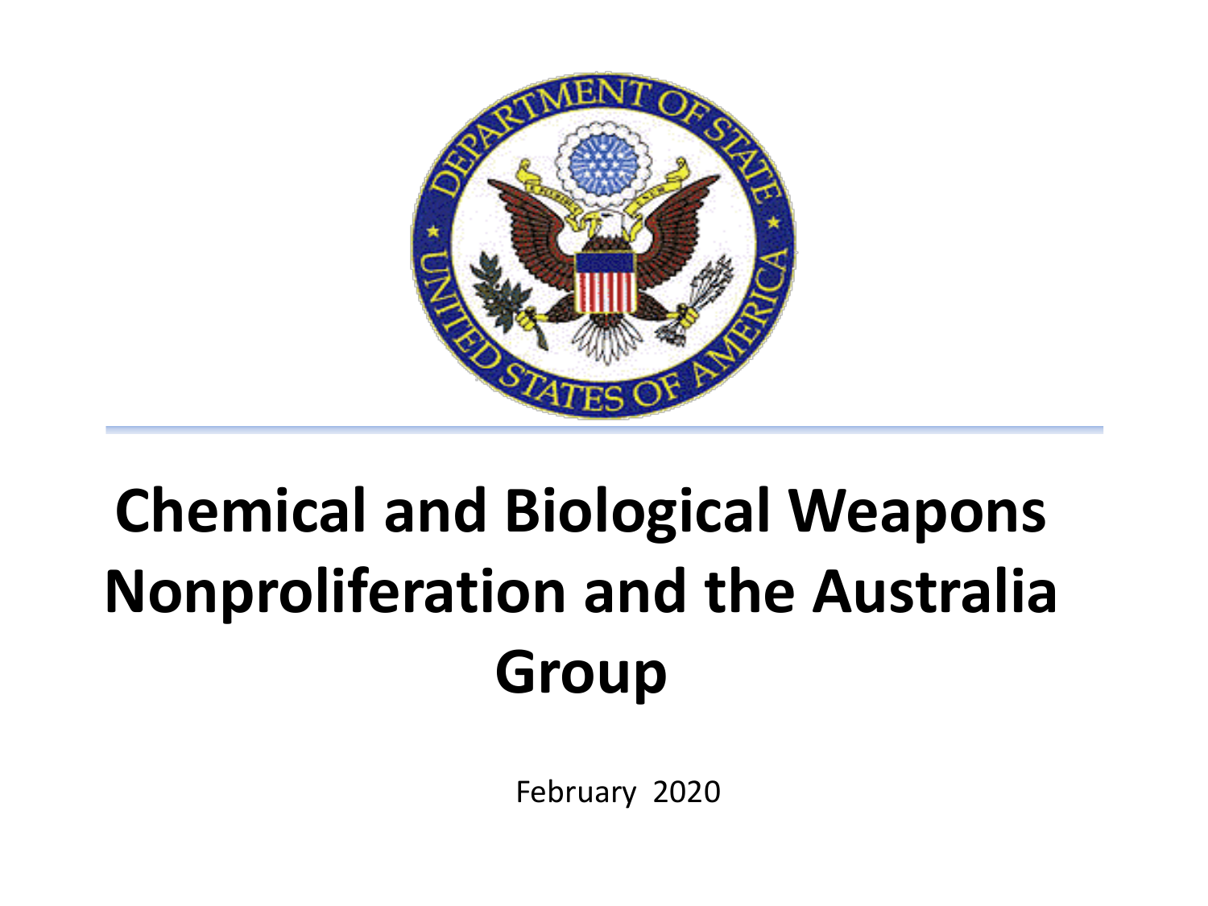# Chemical and Biological Weapons Nonproliferation and the Australia Group

February 2020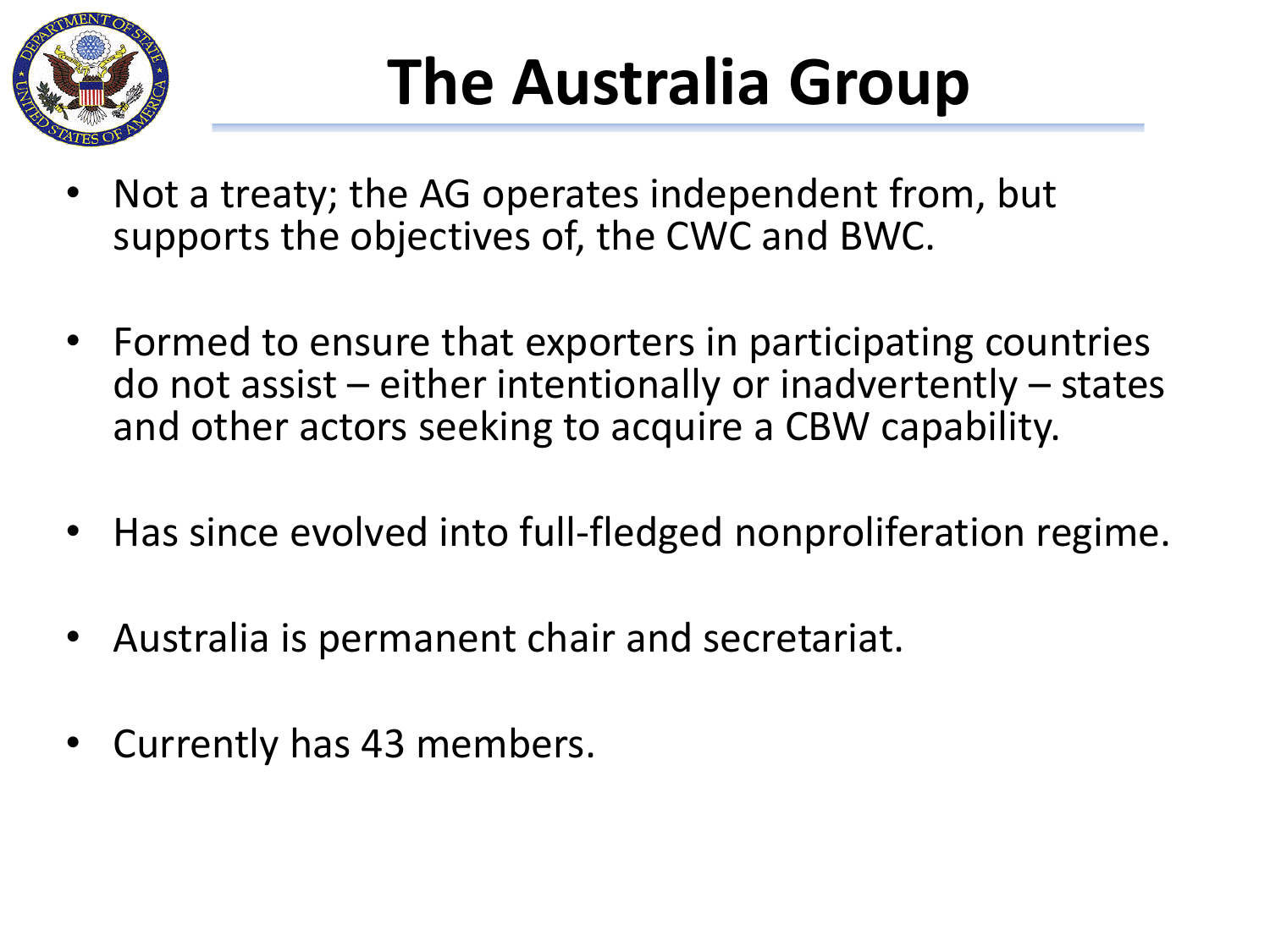# The Australia Group

- Not a treaty; the AG operates independent from, but supports the objectives of, the CWC and BWC.
- Formed to ensure that exporters in participating countries do not assist – either intentionally or inadvertently – states and other actors seeking to acquire a CBW capability.
- Has since evolved into full-fledged nonproliferation regime.
- Australia is permanent chair and secretariat.
- Currently has 43 members.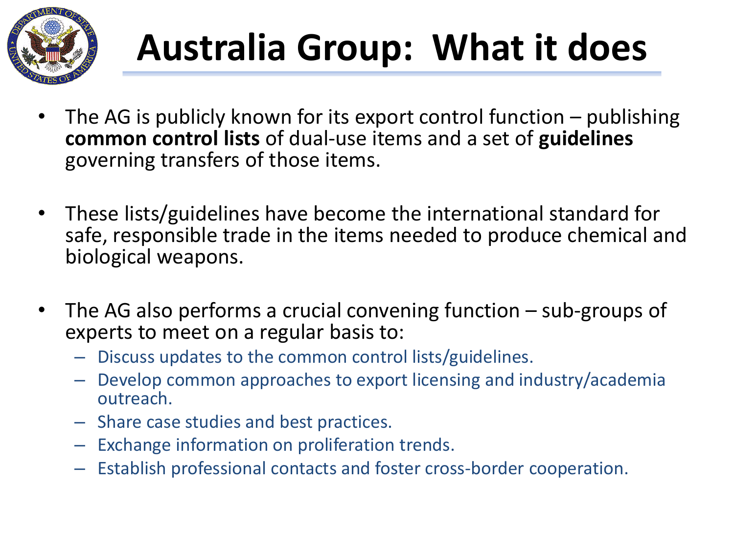# Australia Group: What it does

- The AG is publicly known for its export control function – publishing **common control lists** of dual-use items and a set of **guidelines** governing transfers of those items.

- These lists/guidelines have become the international standard for safe, responsible trade in the items needed to produce chemical and biological weapons.

- The AG also performs a crucial convening function – sub-groups of experts to meet on a regular basis to:
  - Discuss updates to the common control lists/guidelines.
  - Develop common approaches to export licensing and industry/academia outreach.
  - Share case studies and best practices.
  - Exchange information on proliferation trends.
  - Establish professional contacts and foster cross-border cooperation.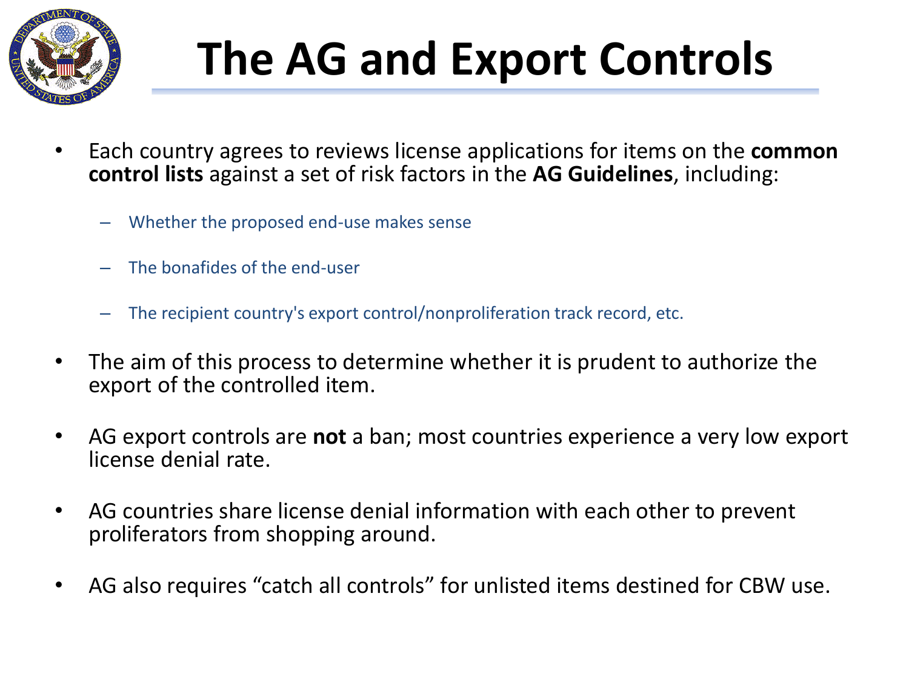# The AG and Export Controls

- Each country agrees to reviews license applications for items on the **common control lists** against a set of risk factors in the **AG Guidelines**, including:
  - Whether the proposed end-use makes sense
  - The bonafides of the end-user
  - The recipient country's export control/nonproliferation track record, etc.
- The aim of this process to determine whether it is prudent to authorize the export of the controlled item.
- AG export controls are **not** a ban; most countries experience a very low export license denial rate.
- AG countries share license denial information with each other to prevent proliferators from shopping around.
- AG also requires "catch all controls" for unlisted items destined for CBW use.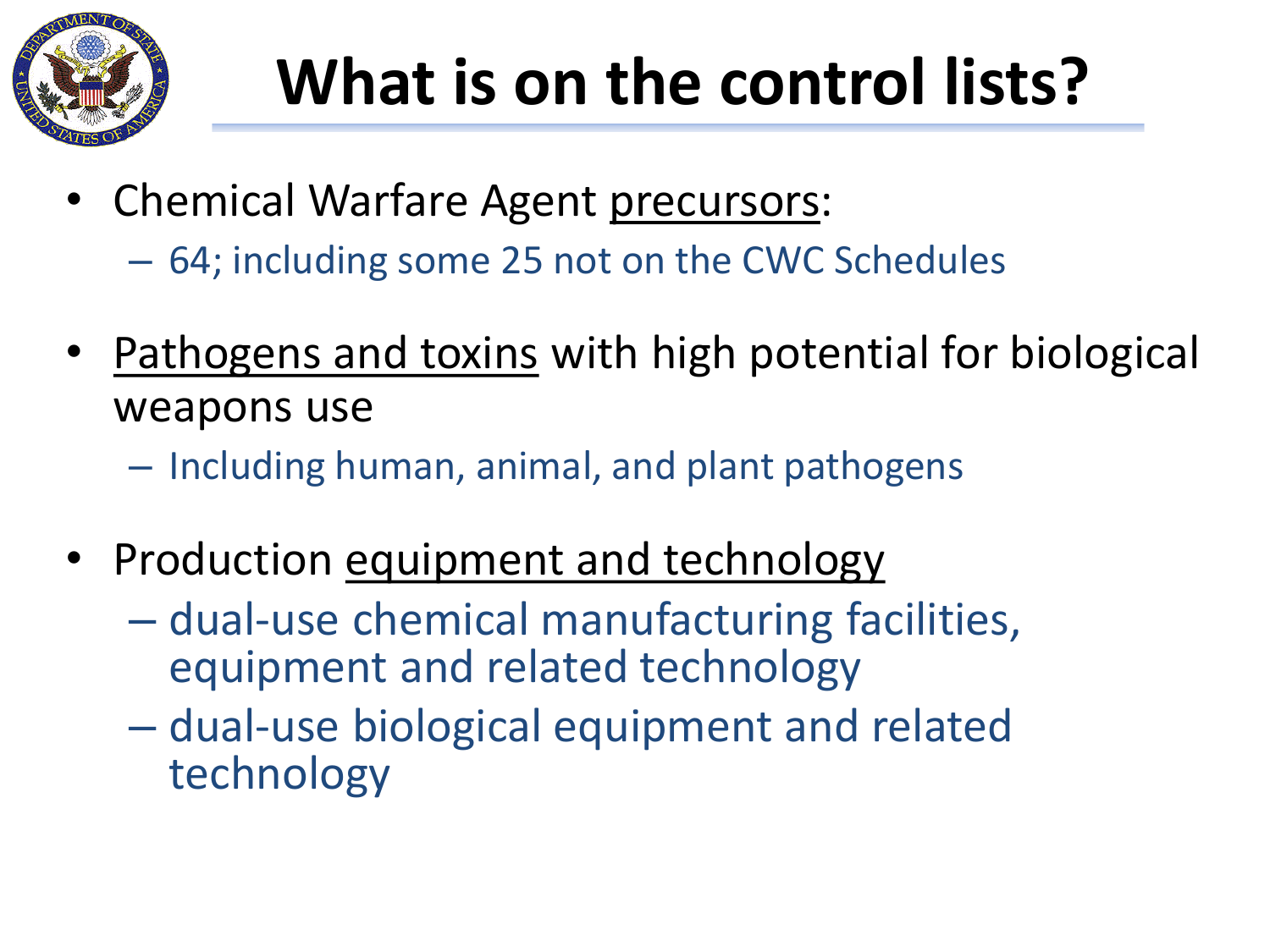# What is on the control lists?

- Chemical Warfare Agent precursors:
  - 64; including some 25 not on the CWC Schedules
- Pathogens and toxins with high potential for biological weapons use
  - Including human, animal, and plant pathogens
- Production equipment and technology
  - dual-use chemical manufacturing facilities, equipment and related technology
  - dual-use biological equipment and related technology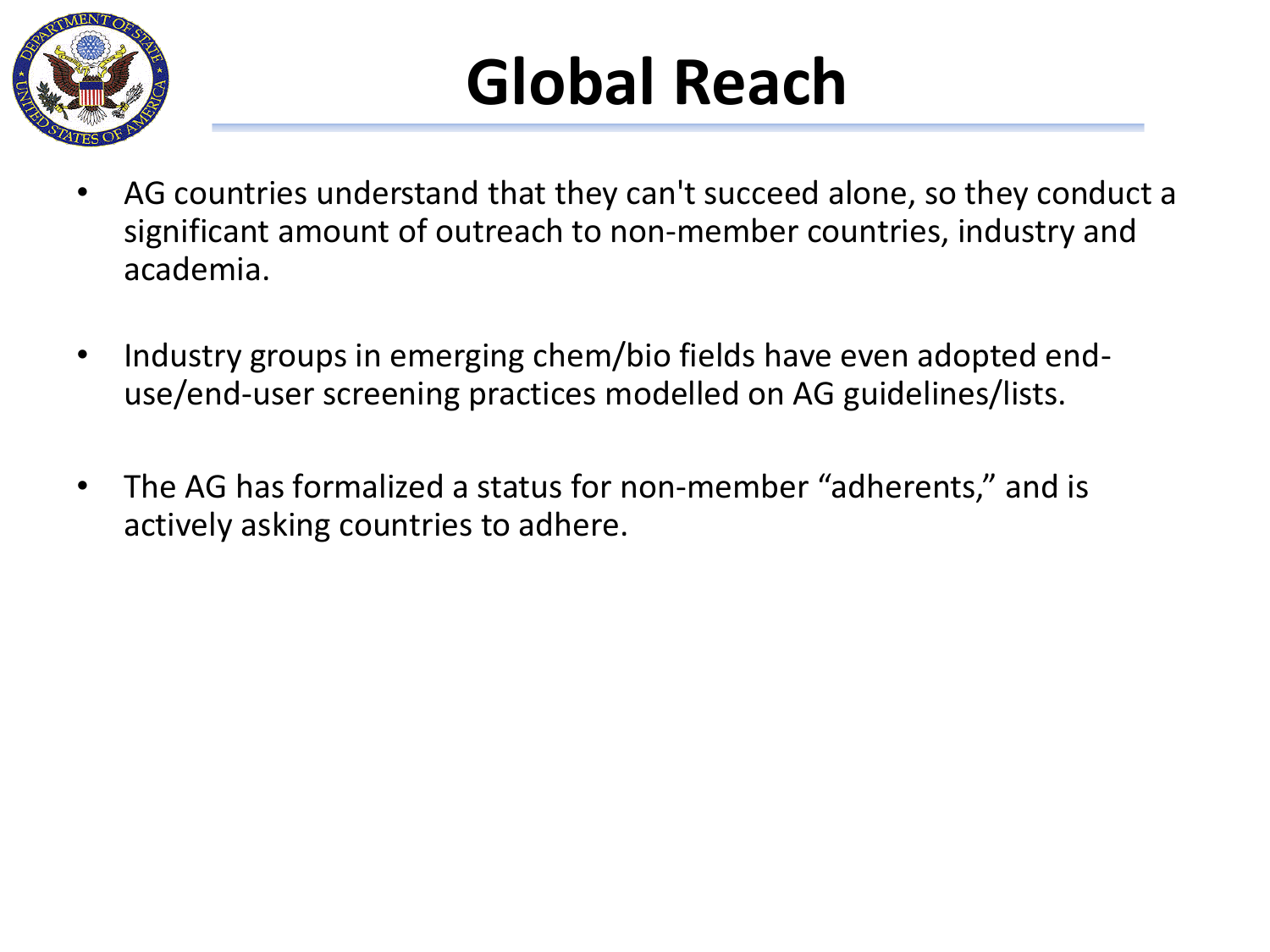# Global Reach

- AG countries understand that they can't succeed alone, so they conduct a significant amount of outreach to non-member countries, industry and academia.

- Industry groups in emerging chem/bio fields have even adopted end-use/end-user screening practices modelled on AG guidelines/lists.

- The AG has formalized a status for non-member "adherents," and is actively asking countries to adhere.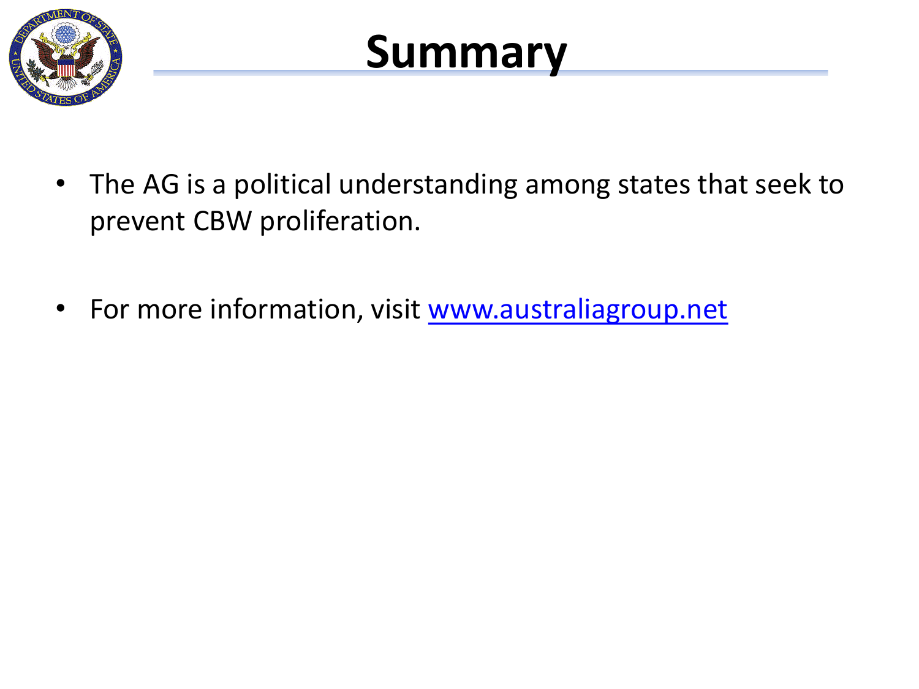# Summary

- The AG is a political understanding among states that seek to prevent CBW proliferation.
- For more information, visit [www.australiagroup.net](http://www.australiagroup.net)